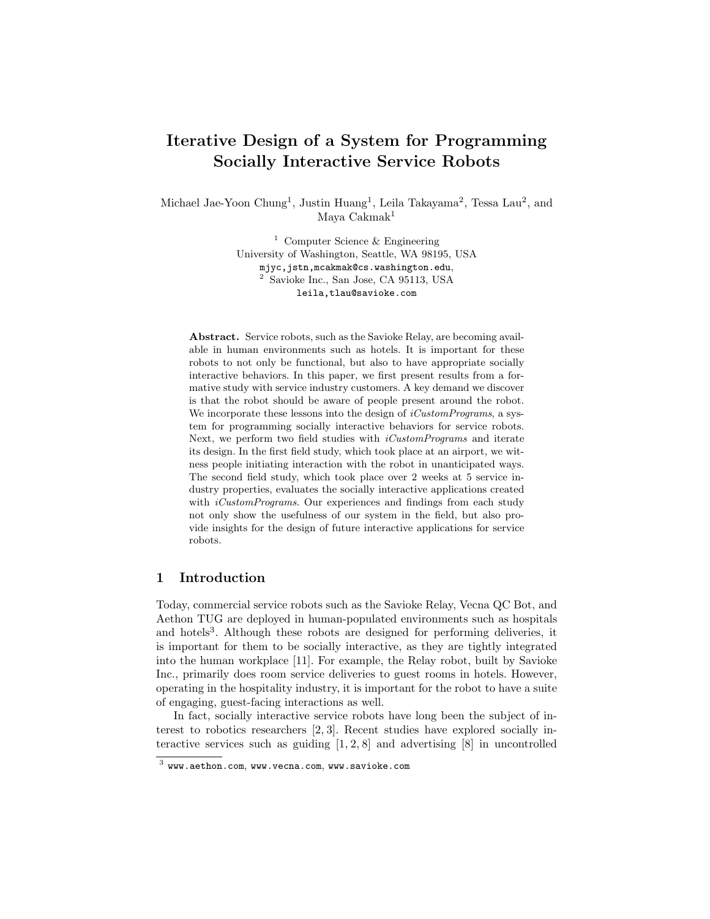# Iterative Design of a System for Programming Socially Interactive Service Robots

Michael Jae-Yoon Chung[1], Justin Huang[1], Leila Takayama[2], Tessa Lau[2], and Maya Cakmak[1]

[1] Computer Science & Engineering
University of Washington, Seattle, WA 98195, USA
mjyc,jstn,mcakmak@cs.washington.edu,
[2] Savioke Inc., San Jose, CA 95113, USA
leila,tlau@savioke.com

**Abstract.** Service robots, such as the Savioke Relay, are becoming available in human environments such as hotels. It is important for these robots to not only be functional, but also to have appropriate socially interactive behaviors. In this paper, we first present results from a formative study with service industry customers. A key demand we discover is that the robot should be aware of people present around the robot. We incorporate these lessons into the design of *iCustomPrograms*, a system for programming socially interactive behaviors for service robots. Next, we perform two field studies with *iCustomPrograms* and iterate its design. In the first field study, which took place at an airport, we witness people initiating interaction with the robot in unanticipated ways. The second field study, which took place over 2 weeks at 5 service industry properties, evaluates the socially interactive applications created with *iCustomPrograms*. Our experiences and findings from each study not only show the usefulness of our system in the field, but also provide insights for the design of future interactive applications for service robots.

## 1 Introduction

Today, commercial service robots such as the Savioke Relay, Vecna QC Bot, and Aethon TUG are deployed in human-populated environments such as hospitals and hotels[3]. Although these robots are designed for performing deliveries, it is important for them to be socially interactive, as they are tightly integrated into the human workplace [11]. For example, the Relay robot, built by Savioke Inc., primarily does room service deliveries to guest rooms in hotels. However, operating in the hospitality industry, it is important for the robot to have a suite of engaging, guest-facing interactions as well.

In fact, socially interactive service robots have long been the subject of interest to robotics researchers [2, 3]. Recent studies have explored socially interactive services such as guiding [1, 2, 8] and advertising [8] in uncontrolled

[3] www.aethon.com, www.vecna.com, www.savioke.com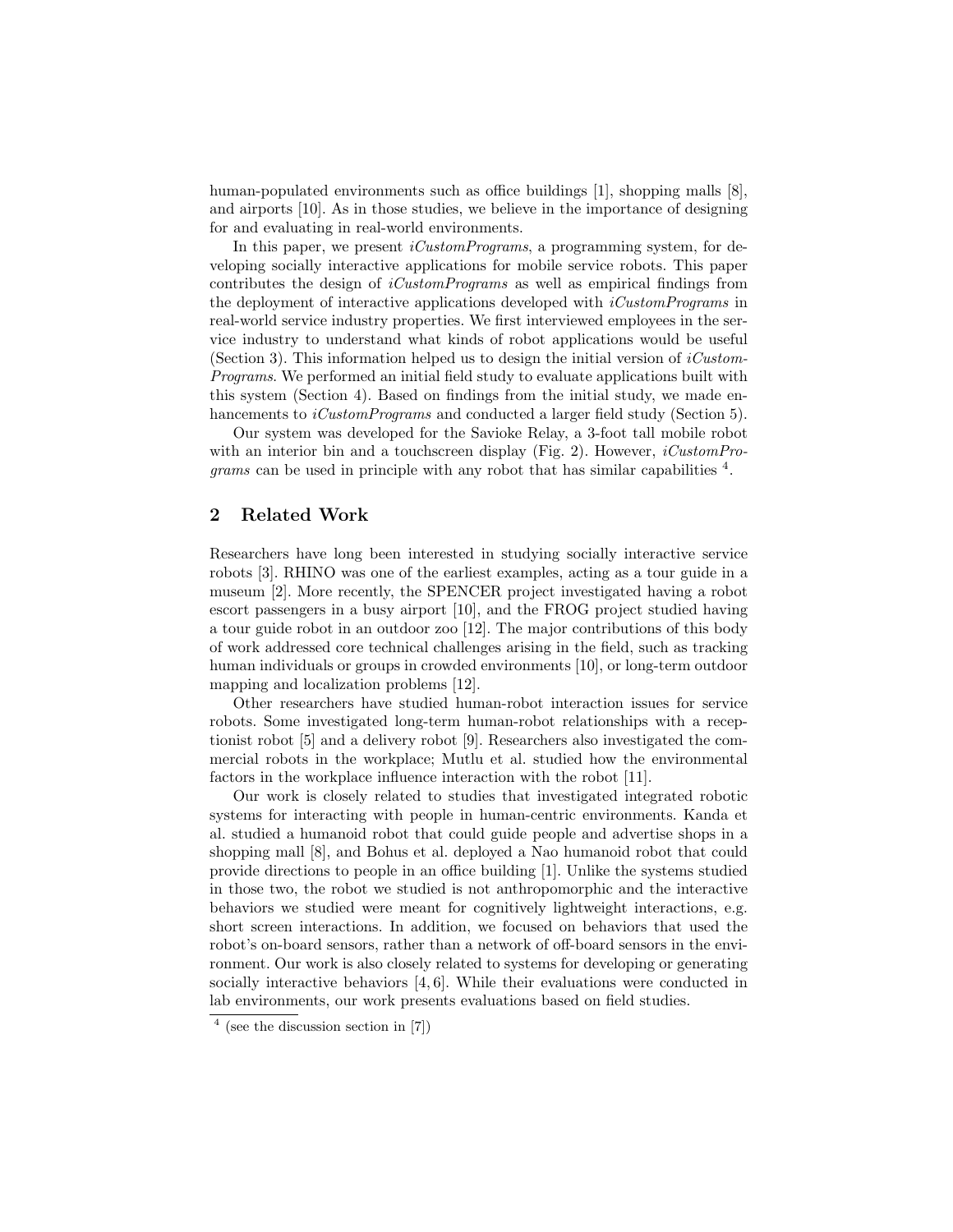human-populated environments such as office buildings [1], shopping malls [8], and airports [10]. As in those studies, we believe in the importance of designing for and evaluating in real-world environments.

In this paper, we present *iCustomPrograms*, a programming system, for developing socially interactive applications for mobile service robots. This paper contributes the design of *iCustomPrograms* as well as empirical findings from the deployment of interactive applications developed with *iCustomPrograms* in real-world service industry properties. We first interviewed employees in the service industry to understand what kinds of robot applications would be useful (Section 3). This information helped us to design the initial version of *iCustomPrograms*. We performed an initial field study to evaluate applications built with this system (Section 4). Based on findings from the initial study, we made enhancements to *iCustomPrograms* and conducted a larger field study (Section 5).

Our system was developed for the Savioke Relay, a 3-foot tall mobile robot with an interior bin and a touchscreen display (Fig. 2). However, *iCustomPrograms* can be used in principle with any robot that has similar capabilities [4].

## 2 Related Work

Researchers have long been interested in studying socially interactive service robots [3]. RHINO was one of the earliest examples, acting as a tour guide in a museum [2]. More recently, the SPENCER project investigated having a robot escort passengers in a busy airport [10], and the FROG project studied having a tour guide robot in an outdoor zoo [12]. The major contributions of this body of work addressed core technical challenges arising in the field, such as tracking human individuals or groups in crowded environments [10], or long-term outdoor mapping and localization problems [12].

Other researchers have studied human-robot interaction issues for service robots. Some investigated long-term human-robot relationships with a receptionist robot [5] and a delivery robot [9]. Researchers also investigated the commercial robots in the workplace; Mutlu et al. studied how the environmental factors in the workplace influence interaction with the robot [11].

Our work is closely related to studies that investigated integrated robotic systems for interacting with people in human-centric environments. Kanda et al. studied a humanoid robot that could guide people and advertise shops in a shopping mall [8], and Bohus et al. deployed a Nao humanoid robot that could provide directions to people in an office building [1]. Unlike the systems studied in those two, the robot we studied is not anthropomorphic and the interactive behaviors we studied were meant for cognitively lightweight interactions, e.g. short screen interactions. In addition, we focused on behaviors that used the robot's on-board sensors, rather than a network of off-board sensors in the environment. Our work is also closely related to systems for developing or generating socially interactive behaviors [4, 6]. While their evaluations were conducted in lab environments, our work presents evaluations based on field studies.

[4] (see the discussion section in [7])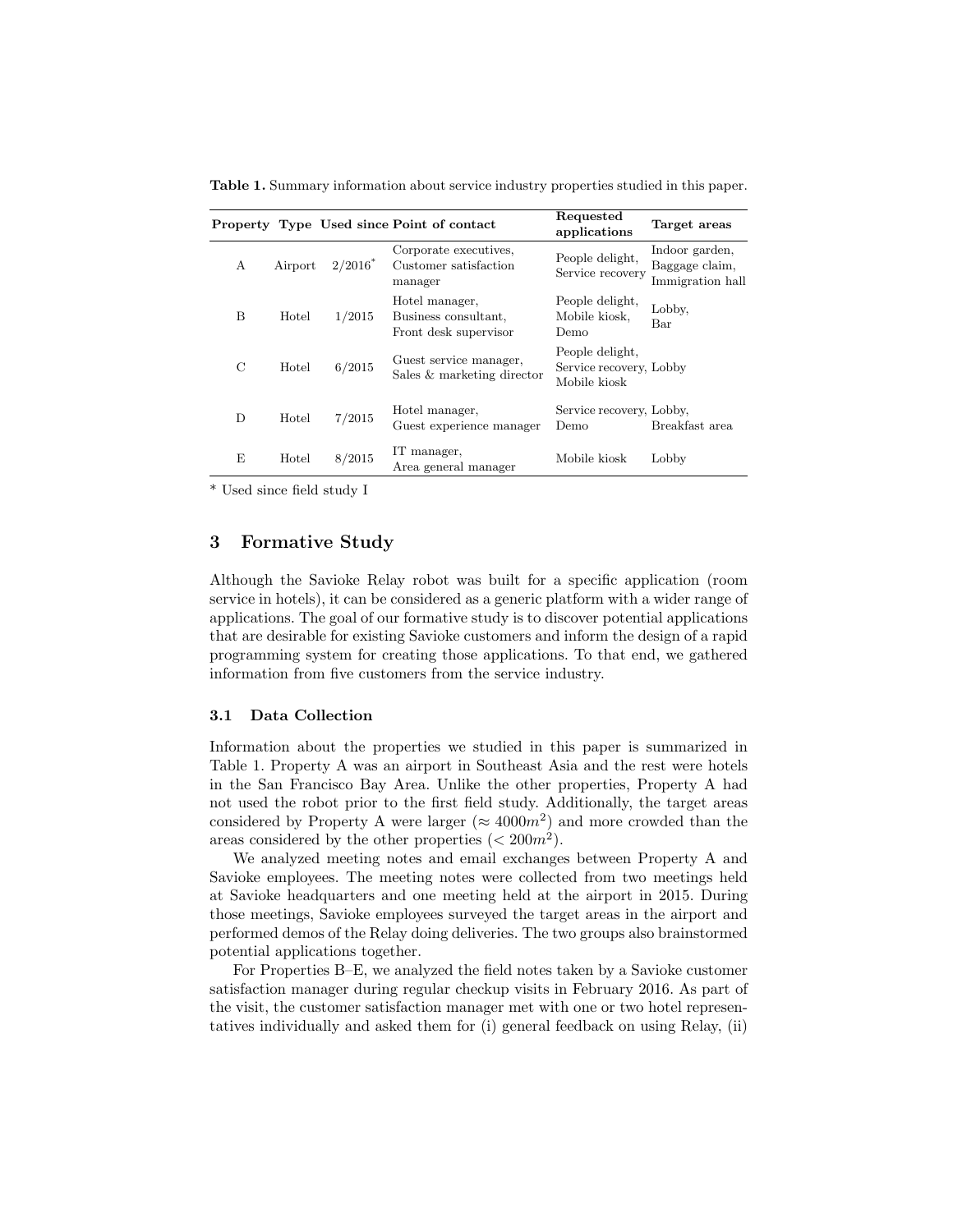**Table 1.** Summary information about service industry properties studied in this paper.

| Property | Type | Used since | Point of contact | Requested applications | Target areas |
|---|---|---|---|---|---|
| A | Airport | 2/2016* | Corporate executives, Customer satisfaction manager | People delight, Service recovery | Indoor garden, Baggage claim, Immigration hall |
| B | Hotel | 1/2015 | Hotel manager, Business consultant, Front desk supervisor | People delight, Mobile kiosk, Demo | Lobby, Bar |
| C | Hotel | 6/2015 | Guest service manager, Sales & marketing director | People delight, Service recovery, Mobile kiosk | Lobby |
| D | Hotel | 7/2015 | Hotel manager, Guest experience manager | Service recovery, Demo | Lobby, Breakfast area |
| E | Hotel | 8/2015 | IT manager, Area general manager | Mobile kiosk | Lobby |

* Used since field study I

## 3 Formative Study

Although the Savioke Relay robot was built for a specific application (room service in hotels), it can be considered as a generic platform with a wider range of applications. The goal of our formative study is to discover potential applications that are desirable for existing Savioke customers and inform the design of a rapid programming system for creating those applications. To that end, we gathered information from five customers from the service industry.

### 3.1 Data Collection

Information about the properties we studied in this paper is summarized in Table 1. Property A was an airport in Southeast Asia and the rest were hotels in the San Francisco Bay Area. Unlike the other properties, Property A had not used the robot prior to the first field study. Additionally, the target areas considered by Property A were larger ($\approx 4000m^2$) and more crowded than the areas considered by the other properties ($< 200m^2$).

We analyzed meeting notes and email exchanges between Property A and Savioke employees. The meeting notes were collected from two meetings held at Savioke headquarters and one meeting held at the airport in 2015. During those meetings, Savioke employees surveyed the target areas in the airport and performed demos of the Relay doing deliveries. The two groups also brainstormed potential applications together.

For Properties B–E, we analyzed the field notes taken by a Savioke customer satisfaction manager during regular checkup visits in February 2016. As part of the visit, the customer satisfaction manager met with one or two hotel representatives individually and asked them for (i) general feedback on using Relay, (ii)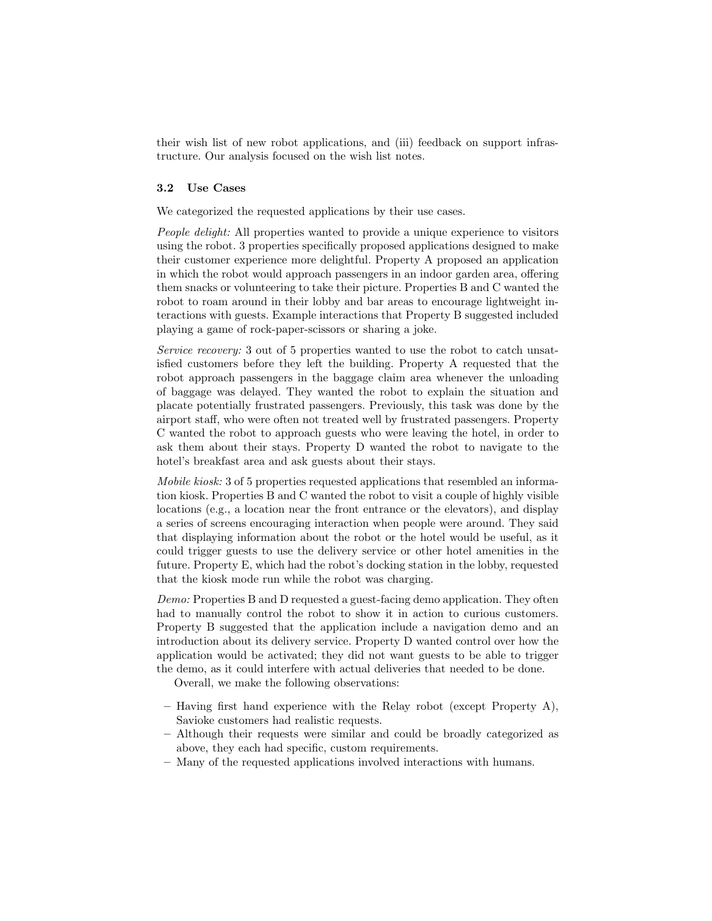their wish list of new robot applications, and (iii) feedback on support infrastructure. Our analysis focused on the wish list notes.

### 3.2 Use Cases

We categorized the requested applications by their use cases.

*People delight:* All properties wanted to provide a unique experience to visitors using the robot. 3 properties specifically proposed applications designed to make their customer experience more delightful. Property A proposed an application in which the robot would approach passengers in an indoor garden area, offering them snacks or volunteering to take their picture. Properties B and C wanted the robot to roam around in their lobby and bar areas to encourage lightweight interactions with guests. Example interactions that Property B suggested included playing a game of rock-paper-scissors or sharing a joke.

*Service recovery:* 3 out of 5 properties wanted to use the robot to catch unsatisfied customers before they left the building. Property A requested that the robot approach passengers in the baggage claim area whenever the unloading of baggage was delayed. They wanted the robot to explain the situation and placate potentially frustrated passengers. Previously, this task was done by the airport staff, who were often not treated well by frustrated passengers. Property C wanted the robot to approach guests who were leaving the hotel, in order to ask them about their stays. Property D wanted the robot to navigate to the hotel's breakfast area and ask guests about their stays.

*Mobile kiosk:* 3 of 5 properties requested applications that resembled an information kiosk. Properties B and C wanted the robot to visit a couple of highly visible locations (e.g., a location near the front entrance or the elevators), and display a series of screens encouraging interaction when people were around. They said that displaying information about the robot or the hotel would be useful, as it could trigger guests to use the delivery service or other hotel amenities in the future. Property E, which had the robot's docking station in the lobby, requested that the kiosk mode run while the robot was charging.

*Demo:* Properties B and D requested a guest-facing demo application. They often had to manually control the robot to show it in action to curious customers. Property B suggested that the application include a navigation demo and an introduction about its delivery service. Property D wanted control over how the application would be activated; they did not want guests to be able to trigger the demo, as it could interfere with actual deliveries that needed to be done.

Overall, we make the following observations:

- Having first hand experience with the Relay robot (except Property A), Savioke customers had realistic requests.
- Although their requests were similar and could be broadly categorized as above, they each had specific, custom requirements.
- Many of the requested applications involved interactions with humans.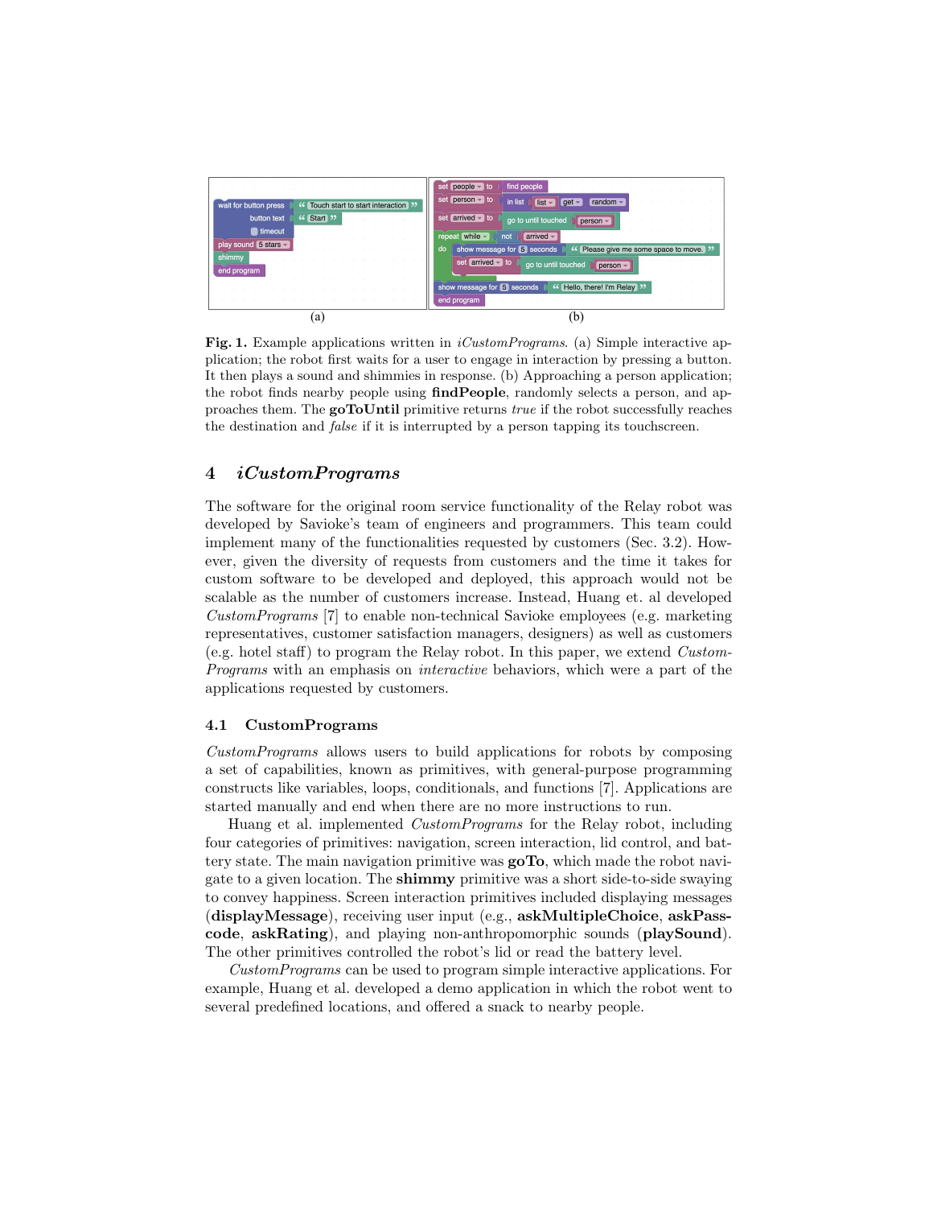Fig. 1. Example applications written in *iCustomPrograms*. (a) Simple interactive application; the robot first waits for a user to engage in interaction by pressing a button. It then plays a sound and shimmies in response. (b) Approaching a person application; the robot finds nearby people using **findPeople**, randomly selects a person, and approaches them. The **goToUntil** primitive returns *true* if the robot successfully reaches the destination and *false* if it is interrupted by a person tapping its touchscreen.

## 4 *iCustomPrograms*

The software for the original room service functionality of the Relay robot was developed by Savioke's team of engineers and programmers. This team could implement many of the functionalities requested by customers (Sec. 3.2). However, given the diversity of requests from customers and the time it takes for custom software to be developed and deployed, this approach would not be scalable as the number of customers increase. Instead, Huang et. al developed *CustomPrograms* [7] to enable non-technical Savioke employees (e.g. marketing representatives, customer satisfaction managers, designers) as well as customers (e.g. hotel staff) to program the Relay robot. In this paper, we extend *CustomPrograms* with an emphasis on *interactive* behaviors, which were a part of the applications requested by customers.

### 4.1 CustomPrograms

*CustomPrograms* allows users to build applications for robots by composing a set of capabilities, known as primitives, with general-purpose programming constructs like variables, loops, conditionals, and functions [7]. Applications are started manually and end when there are no more instructions to run.

Huang et al. implemented *CustomPrograms* for the Relay robot, including four categories of primitives: navigation, screen interaction, lid control, and battery state. The main navigation primitive was **goTo**, which made the robot navigate to a given location. The **shimmy** primitive was a short side-to-side swaying to convey happiness. Screen interaction primitives included displaying messages (**displayMessage**), receiving user input (e.g., **askMultipleChoice**, **askPasscode**, **askRating**), and playing non-anthropomorphic sounds (**playSound**). The other primitives controlled the robot's lid or read the battery level.

*CustomPrograms* can be used to program simple interactive applications. For example, Huang et al. developed a demo application in which the robot went to several predefined locations, and offered a snack to nearby people.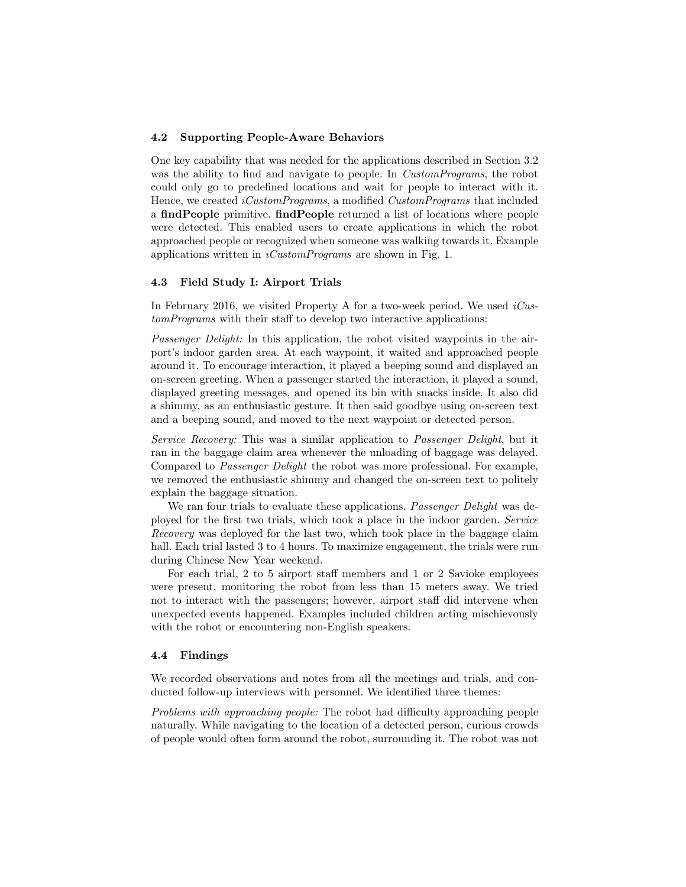### 4.2 Supporting People-Aware Behaviors

One key capability that was needed for the applications described in Section 3.2 was the ability to find and navigate to people. In *CustomPrograms*, the robot could only go to predefined locations and wait for people to interact with it. Hence, we created *iCustomPrograms*, a modified *CustomPrograms* that included a **findPeople** primitive. **findPeople** returned a list of locations where people were detected. This enabled users to create applications in which the robot approached people or recognized when someone was walking towards it. Example applications written in *iCustomPrograms* are shown in Fig. 1.

### 4.3 Field Study I: Airport Trials

In February 2016, we visited Property A for a two-week period. We used *iCustomPrograms* with their staff to develop two interactive applications:

*Passenger Delight:* In this application, the robot visited waypoints in the airport's indoor garden area. At each waypoint, it waited and approached people around it. To encourage interaction, it played a beeping sound and displayed an on-screen greeting. When a passenger started the interaction, it played a sound, displayed greeting messages, and opened its bin with snacks inside. It also did a shimmy, as an enthusiastic gesture. It then said goodbye using on-screen text and a beeping sound, and moved to the next waypoint or detected person.

*Service Recovery:* This was a similar application to *Passenger Delight*, but it ran in the baggage claim area whenever the unloading of baggage was delayed. Compared to *Passenger Delight* the robot was more professional. For example, we removed the enthusiastic shimmy and changed the on-screen text to politely explain the baggage situation.

We ran four trials to evaluate these applications. *Passenger Delight* was deployed for the first two trials, which took a place in the indoor garden. *Service Recovery* was deployed for the last two, which took place in the baggage claim hall. Each trial lasted 3 to 4 hours. To maximize engagement, the trials were run during Chinese New Year weekend.

For each trial, 2 to 5 airport staff members and 1 or 2 Savioke employees were present, monitoring the robot from less than 15 meters away. We tried not to interact with the passengers; however, airport staff did intervene when unexpected events happened. Examples included children acting mischievously with the robot or encountering non-English speakers.

### 4.4 Findings

We recorded observations and notes from all the meetings and trials, and conducted follow-up interviews with personnel. We identified three themes:

*Problems with approaching people:* The robot had difficulty approaching people naturally. While navigating to the location of a detected person, curious crowds of people would often form around the robot, surrounding it. The robot was not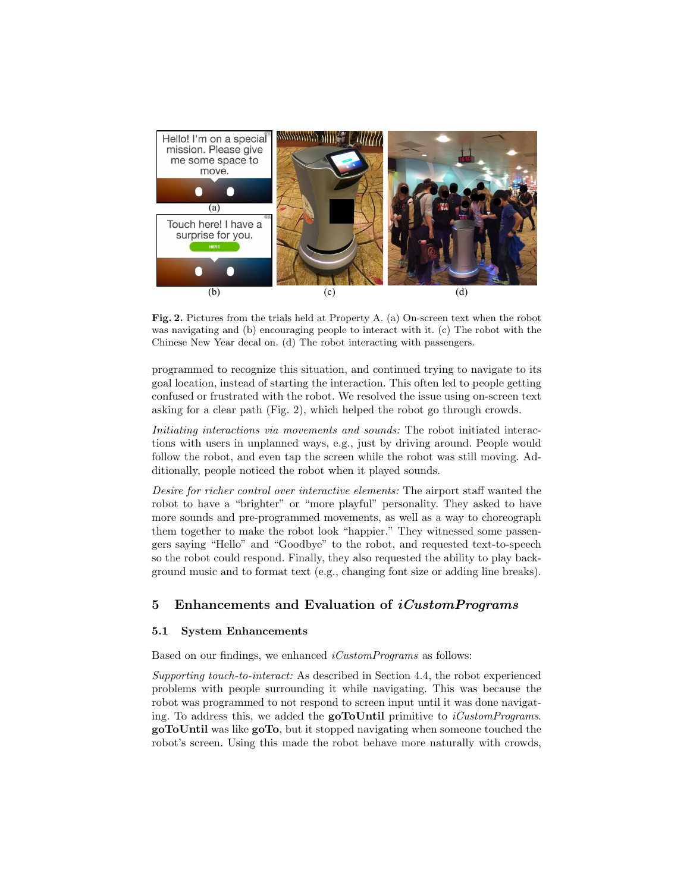**Fig. 2.** Pictures from the trials held at Property A. (a) On-screen text when the robot was navigating and (b) encouraging people to interact with it. (c) The robot with the Chinese New Year decal on. (d) The robot interacting with passengers.

programmed to recognize this situation, and continued trying to navigate to its goal location, instead of starting the interaction. This often led to people getting confused or frustrated with the robot. We resolved the issue using on-screen text asking for a clear path (Fig. 2), which helped the robot go through crowds.

*Initiating interactions via movements and sounds:* The robot initiated interactions with users in unplanned ways, e.g., just by driving around. People would follow the robot, and even tap the screen while the robot was still moving. Additionally, people noticed the robot when it played sounds.

*Desire for richer control over interactive elements:* The airport staff wanted the robot to have a "brighter" or "more playful" personality. They asked to have more sounds and pre-programmed movements, as well as a way to choreograph them together to make the robot look "happier." They witnessed some passengers saying "Hello" and "Goodbye" to the robot, and requested text-to-speech so the robot could respond. Finally, they also requested the ability to play background music and to format text (e.g., changing font size or adding line breaks).

## 5 Enhancements and Evaluation of *iCustomPrograms*

### 5.1 System Enhancements

Based on our findings, we enhanced *iCustomPrograms* as follows:

*Supporting touch-to-interact:* As described in Section 4.4, the robot experienced problems with people surrounding it while navigating. This was because the robot was programmed to not respond to screen input until it was done navigating. To address this, we added the **goToUntil** primitive to *iCustomPrograms*. **goToUntil** was like **goTo**, but it stopped navigating when someone touched the robot's screen. Using this made the robot behave more naturally with crowds,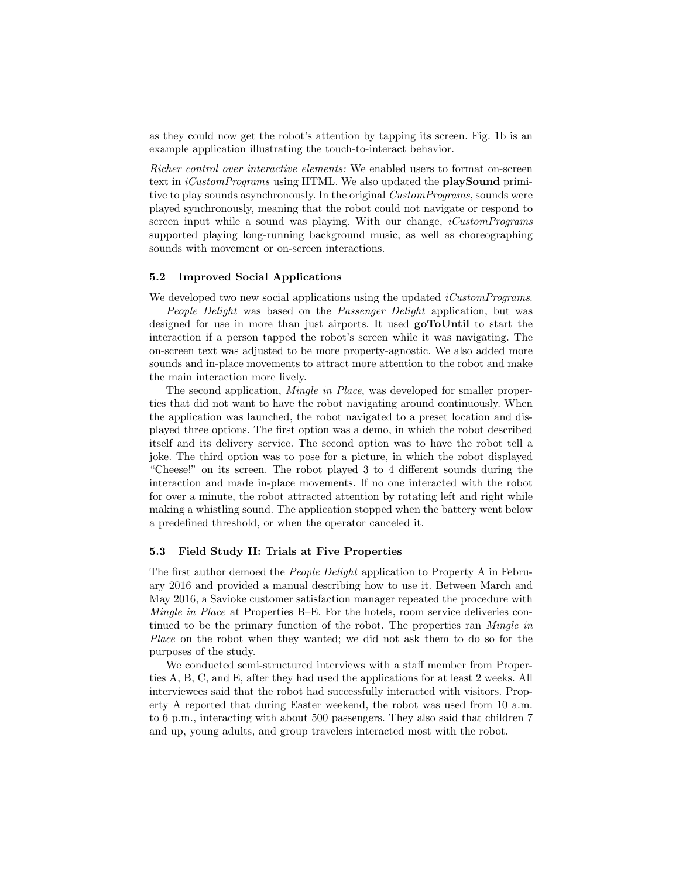as they could now get the robot's attention by tapping its screen. Fig. 1b is an example application illustrating the touch-to-interact behavior.

*Richer control over interactive elements:* We enabled users to format on-screen text in *iCustomPrograms* using HTML. We also updated the **playSound** primitive to play sounds asynchronously. In the original *CustomPrograms*, sounds were played synchronously, meaning that the robot could not navigate or respond to screen input while a sound was playing. With our change, *iCustomPrograms* supported playing long-running background music, as well as choreographing sounds with movement or on-screen interactions.

### 5.2 Improved Social Applications

We developed two new social applications using the updated *iCustomPrograms*.

*People Delight* was based on the *Passenger Delight* application, but was designed for use in more than just airports. It used **goToUntil** to start the interaction if a person tapped the robot's screen while it was navigating. The on-screen text was adjusted to be more property-agnostic. We also added more sounds and in-place movements to attract more attention to the robot and make the main interaction more lively.

The second application, *Mingle in Place*, was developed for smaller properties that did not want to have the robot navigating around continuously. When the application was launched, the robot navigated to a preset location and displayed three options. The first option was a demo, in which the robot described itself and its delivery service. The second option was to have the robot tell a joke. The third option was to pose for a picture, in which the robot displayed "Cheese!" on its screen. The robot played 3 to 4 different sounds during the interaction and made in-place movements. If no one interacted with the robot for over a minute, the robot attracted attention by rotating left and right while making a whistling sound. The application stopped when the battery went below a predefined threshold, or when the operator canceled it.

### 5.3 Field Study II: Trials at Five Properties

The first author demoed the *People Delight* application to Property A in February 2016 and provided a manual describing how to use it. Between March and May 2016, a Savioke customer satisfaction manager repeated the procedure with *Mingle in Place* at Properties B–E. For the hotels, room service deliveries continued to be the primary function of the robot. The properties ran *Mingle in Place* on the robot when they wanted; we did not ask them to do so for the purposes of the study.

We conducted semi-structured interviews with a staff member from Properties A, B, C, and E, after they had used the applications for at least 2 weeks. All interviewees said that the robot had successfully interacted with visitors. Property A reported that during Easter weekend, the robot was used from 10 a.m. to 6 p.m., interacting with about 500 passengers. They also said that children 7 and up, young adults, and group travelers interacted most with the robot.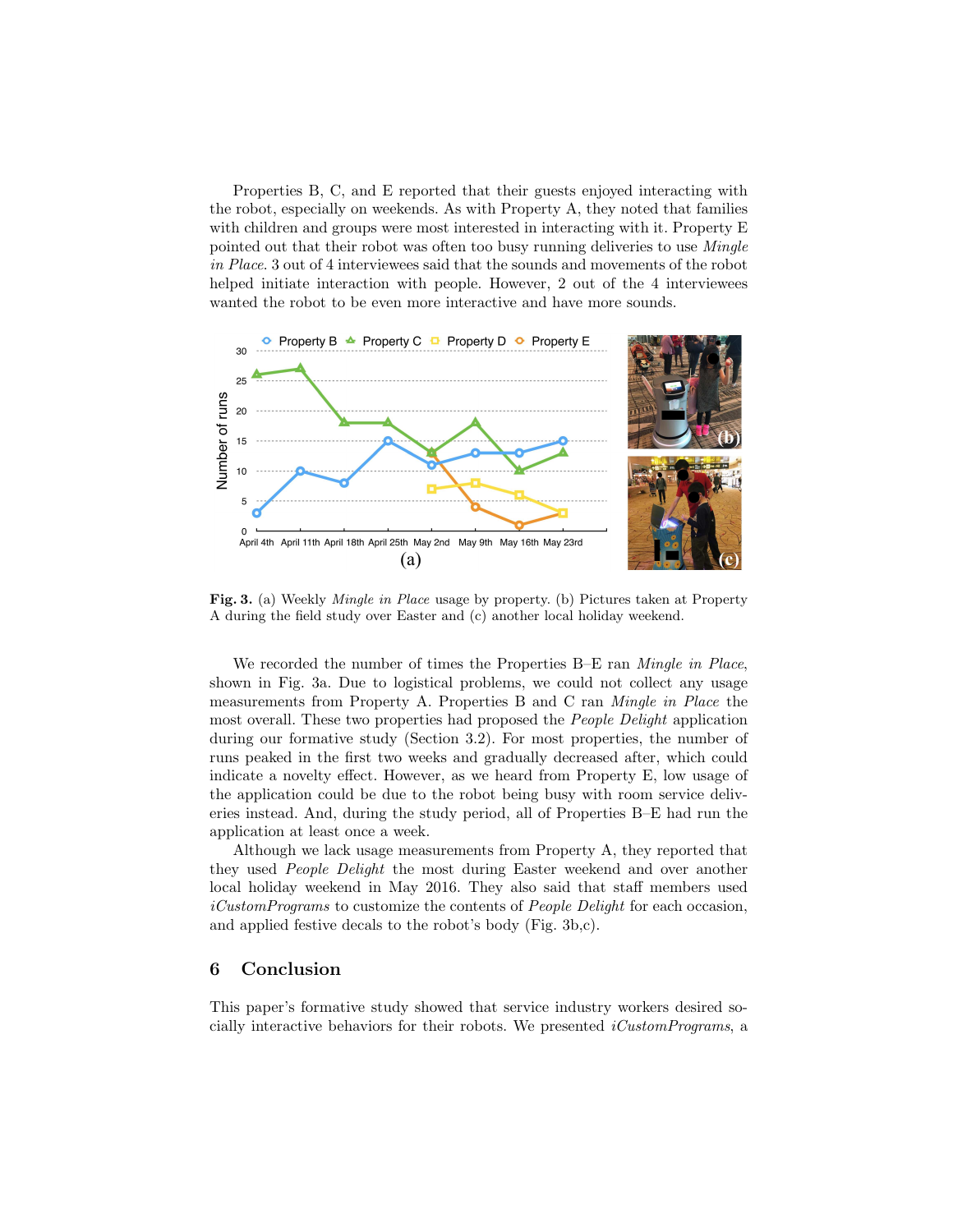Properties B, C, and E reported that their guests enjoyed interacting with the robot, especially on weekends. As with Property A, they noted that families with children and groups were most interested in interacting with it. Property E pointed out that their robot was often too busy running deliveries to use *Mingle in Place*. 3 out of 4 interviewees said that the sounds and movements of the robot helped initiate interaction with people. However, 2 out of the 4 interviewees wanted the robot to be even more interactive and have more sounds.

**Fig. 3.** (a) Weekly *Mingle in Place* usage by property. (b) Pictures taken at Property A during the field study over Easter and (c) another local holiday weekend.

We recorded the number of times the Properties B–E ran *Mingle in Place*, shown in Fig. 3a. Due to logistical problems, we could not collect any usage measurements from Property A. Properties B and C ran *Mingle in Place* the most overall. These two properties had proposed the *People Delight* application during our formative study (Section 3.2). For most properties, the number of runs peaked in the first two weeks and gradually decreased after, which could indicate a novelty effect. However, as we heard from Property E, low usage of the application could be due to the robot being busy with room service deliveries instead. And, during the study period, all of Properties B–E had run the application at least once a week.

Although we lack usage measurements from Property A, they reported that they used *People Delight* the most during Easter weekend and over another local holiday weekend in May 2016. They also said that staff members used *iCustomPrograms* to customize the contents of *People Delight* for each occasion, and applied festive decals to the robot's body (Fig. 3b,c).

## 6 Conclusion

This paper's formative study showed that service industry workers desired socially interactive behaviors for their robots. We presented *iCustomPrograms*, a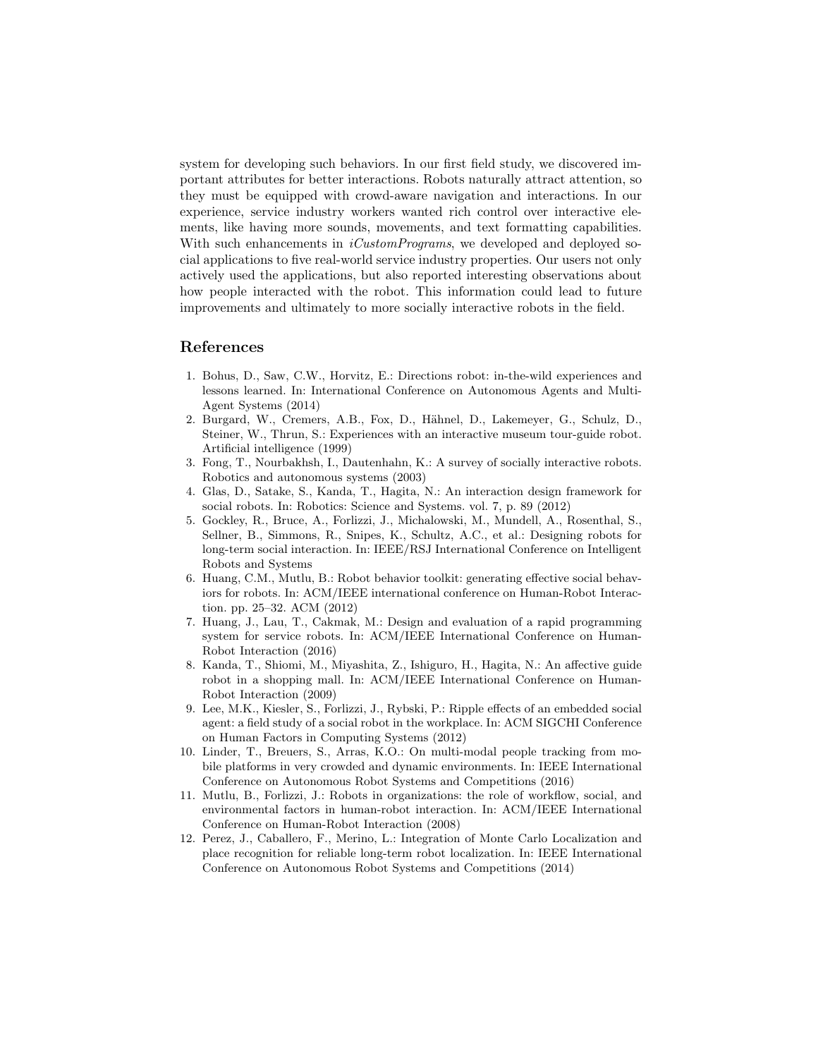system for developing such behaviors. In our first field study, we discovered important attributes for better interactions. Robots naturally attract attention, so they must be equipped with crowd-aware navigation and interactions. In our experience, service industry workers wanted rich control over interactive elements, like having more sounds, movements, and text formatting capabilities. With such enhancements in *iCustomPrograms*, we developed and deployed social applications to five real-world service industry properties. Our users not only actively used the applications, but also reported interesting observations about how people interacted with the robot. This information could lead to future improvements and ultimately to more socially interactive robots in the field.

## References

1. Bohus, D., Saw, C.W., Horvitz, E.: Directions robot: in-the-wild experiences and lessons learned. In: International Conference on Autonomous Agents and Multi-Agent Systems (2014)
2. Burgard, W., Cremers, A.B., Fox, D., Hähnel, D., Lakemeyer, G., Schulz, D., Steiner, W., Thrun, S.: Experiences with an interactive museum tour-guide robot. Artificial intelligence (1999)
3. Fong, T., Nourbakhsh, I., Dautenhahn, K.: A survey of socially interactive robots. Robotics and autonomous systems (2003)
4. Glas, D., Satake, S., Kanda, T., Hagita, N.: An interaction design framework for social robots. In: Robotics: Science and Systems. vol. 7, p. 89 (2012)
5. Gockley, R., Bruce, A., Forlizzi, J., Michalowski, M., Mundell, A., Rosenthal, S., Sellner, B., Simmons, R., Snipes, K., Schultz, A.C., et al.: Designing robots for long-term social interaction. In: IEEE/RSJ International Conference on Intelligent Robots and Systems
6. Huang, C.M., Mutlu, B.: Robot behavior toolkit: generating effective social behaviors for robots. In: ACM/IEEE international conference on Human-Robot Interaction. pp. 25–32. ACM (2012)
7. Huang, J., Lau, T., Cakmak, M.: Design and evaluation of a rapid programming system for service robots. In: ACM/IEEE International Conference on Human-Robot Interaction (2016)
8. Kanda, T., Shiomi, M., Miyashita, Z., Ishiguro, H., Hagita, N.: An affective guide robot in a shopping mall. In: ACM/IEEE International Conference on Human-Robot Interaction (2009)
9. Lee, M.K., Kiesler, S., Forlizzi, J., Rybski, P.: Ripple effects of an embedded social agent: a field study of a social robot in the workplace. In: ACM SIGCHI Conference on Human Factors in Computing Systems (2012)
10. Linder, T., Breuers, S., Arras, K.O.: On multi-modal people tracking from mobile platforms in very crowded and dynamic environments. In: IEEE International Conference on Autonomous Robot Systems and Competitions (2016)
11. Mutlu, B., Forlizzi, J.: Robots in organizations: the role of workflow, social, and environmental factors in human-robot interaction. In: ACM/IEEE International Conference on Human-Robot Interaction (2008)
12. Perez, J., Caballero, F., Merino, L.: Integration of Monte Carlo Localization and place recognition for reliable long-term robot localization. In: IEEE International Conference on Autonomous Robot Systems and Competitions (2014)